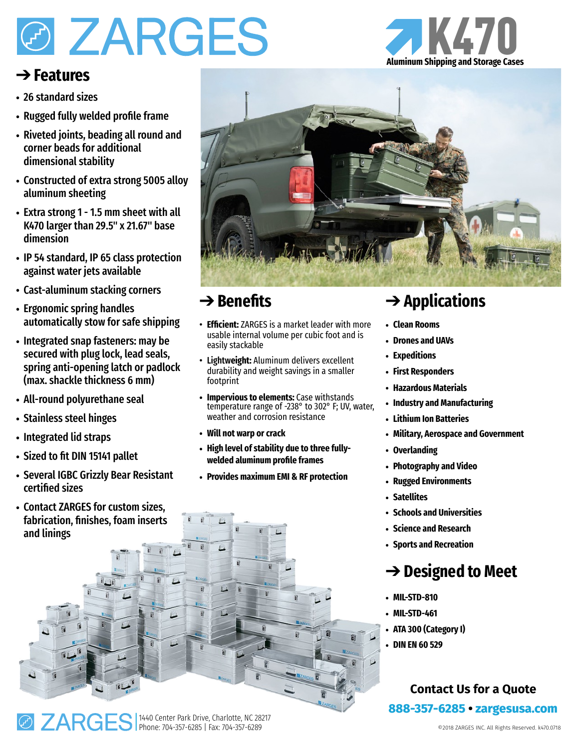# ZARGES

# K470

Aluminum Shipping and Storage Cases

## → Features

- 26 standard sizes
- Rugged fully welded profile frame
- Riveted joints, beading all round and corner beads for additional dimensional stability
- Constructed of extra strong 5005 alloy aluminum sheeting
- Extra strong 1 - 1.5 mm sheet with all K470 larger than 29.5" x 21.67" base dimension
- IP 54 standard, IP 65 class protection against water jets available
- Cast-aluminum stacking corners
- Ergonomic spring handles automatically stow for safe shipping
- Integrated snap fasteners: may be secured with plug lock, lead seals, spring anti-opening latch or padlock (max. shackle thickness 6 mm)
- All-round polyurethane seal
- Stainless steel hinges
- Integrated lid straps
- Sized to fit DIN 15141 pallet
- Several IGBC Grizzly Bear Resistant certified sizes
- Contact ZARGES for custom sizes, fabrication, finishes, foam inserts and linings

## → Benefits

- **Efficient:** ZARGES is a market leader with more usable internal volume per cubic foot and is easily stackable
- **Lightweight:** Aluminum delivers excellent durability and weight savings in a smaller footprint
- **Impervious to elements:** Case withstands temperature range of -238° to 302° F; UV, water, weather and corrosion resistance
- **Will not warp or crack**
- **High level of stability due to three fully-welded aluminum profile frames**
- **Provides maximum EMI & RF protection**

## → Applications

- Clean Rooms
- Drones and UAVs
- Expeditions
- First Responders
- Hazardous Materials
- Industry and Manufacturing
- Lithium Ion Batteries
- Military, Aerospace and Government
- Overlanding
- Photography and Video
- Rugged Environments
- Satellites
- Schools and Universities
- Science and Research
- Sports and Recreation

## → Designed to Meet

- MIL-STD-810
- MIL-STD-461
- ATA 300 (Category I)
- DIN EN 60 529

**Contact Us for a Quote**

**888-357-6285 • zargesusa.com**

ZARGES | 1440 Center Park Drive, Charlotte, NC 28217
Phone: 704-357-6285 | Fax: 704-357-6289

©2018 ZARGES INC. All Rights Reserved. k470.0718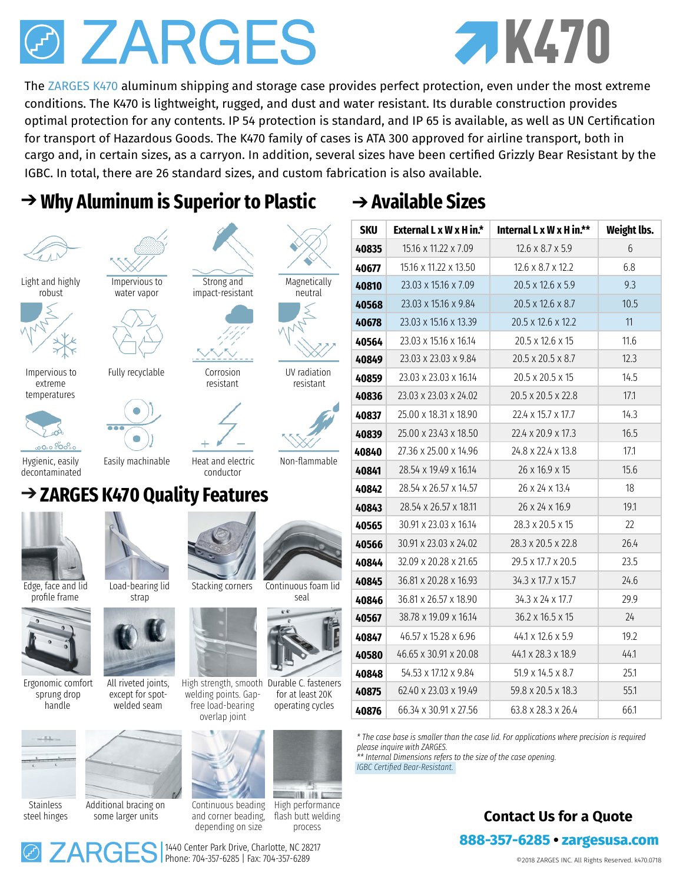# ZARGES K470

The ZARGES K470 aluminum shipping and storage case provides perfect protection, even under the most extreme conditions. The K470 is lightweight, rugged, and dust and water resistant. Its durable construction provides optimal protection for any contents. IP 54 protection is standard, and IP 65 is available, as well as UN Certification for transport of Hazardous Goods. The K470 family of cases is ATA 300 approved for airline transport, both in cargo and, in certain sizes, as a carryon. In addition, several sizes have been certified Grizzly Bear Resistant by the IGBC. In total, there are 26 standard sizes, and custom fabrication is also available.

## → Why Aluminum is Superior to Plastic

- Light and highly robust
- Impervious to water vapor
- Strong and impact-resistant
- Magnetically neutral
- Impervious to extreme temperatures
- Fully recyclable
- Corrosion resistant
- UV radiation resistant
- Hygienic, easily decontaminated
- Easily machinable
- Heat and electric conductor
- Non-flammable

## → ZARGES K470 Quality Features

- Edge, face and lid profile frame
- Load-bearing lid strap
- Stacking corners
- Continuous foam lid seal
- Ergonomic comfort sprung drop handle
- All riveted joints, except for spot-welded seam
- High strength, smooth welding points. Gap-free load-bearing overlap joint
- Durable C. fasteners for at least 20K operating cycles
- Stainless steel hinges
- Additional bracing on some larger units
- Continuous beading and corner beading, depending on size
- High performance flash butt welding process

## → Available Sizes

| SKU | External L x W x H in.* | Internal L x W x H in.** | Weight lbs. |
|---|---|---|---|
| 40835 | 15.16 x 11.22 x 7.09 | 12.6 x 8.7 x 5.9 | 6 |
| 40677 | 15.16 x 11.22 x 13.50 | 12.6 x 8.7 x 12.2 | 6.8 |
| 40810 | 23.03 x 15.16 x 7.09 | 20.5 x 12.6 x 5.9 | 9.3 |
| 40568 | 23.03 x 15.16 x 9.84 | 20.5 x 12.6 x 8.7 | 10.5 |
| 40678 | 23.03 x 15.16 x 13.39 | 20.5 x 12.6 x 12.2 | 11 |
| 40564 | 23.03 x 15.16 x 16.14 | 20.5 x 12.6 x 15 | 11.6 |
| 40849 | 23.03 x 23.03 x 9.84 | 20.5 x 20.5 x 8.7 | 12.3 |
| 40859 | 23.03 x 23.03 x 16.14 | 20.5 x 20.5 x 15 | 14.5 |
| 40836 | 23.03 x 23.03 x 24.02 | 20.5 x 20.5 x 22.8 | 17.1 |
| 40837 | 25.00 x 18.31 x 18.90 | 22.4 x 15.7 x 17.7 | 14.3 |
| 40839 | 25.00 x 23.43 x 18.50 | 22.4 x 20.9 x 17.3 | 16.5 |
| 40840 | 27.36 x 25.00 x 14.96 | 24.8 x 22.4 x 13.8 | 17.1 |
| 40841 | 28.54 x 19.49 x 16.14 | 26 x 16.9 x 15 | 15.6 |
| 40842 | 28.54 x 26.57 x 14.57 | 26 x 24 x 13.4 | 18 |
| 40843 | 28.54 x 26.57 x 18.11 | 26 x 24 x 16.9 | 19.1 |
| 40565 | 30.91 x 23.03 x 16.14 | 28.3 x 20.5 x 15 | 22 |
| 40566 | 30.91 x 23.03 x 24.02 | 28.3 x 20.5 x 22.8 | 26.4 |
| 40844 | 32.09 x 20.28 x 21.65 | 29.5 x 17.7 x 20.5 | 23.5 |
| 40845 | 36.81 x 20.28 x 16.93 | 34.3 x 17.7 x 15.7 | 24.6 |
| 40846 | 36.81 x 26.57 x 18.90 | 34.3 x 24 x 17.7 | 29.9 |
| 40567 | 38.78 x 19.09 x 16.14 | 36.2 x 16.5 x 15 | 24 |
| 40847 | 46.57 x 15.28 x 6.96 | 44.1 x 12.6 x 5.9 | 19.2 |
| 40580 | 46.65 x 30.91 x 20.08 | 44.1 x 28.3 x 18.9 | 44.1 |
| 40848 | 54.53 x 17.12 x 9.84 | 51.9 x 14.5 x 8.7 | 25.1 |
| 40875 | 62.40 x 23.03 x 19.49 | 59.8 x 20.5 x 18.3 | 55.1 |
| 40876 | 66.34 x 30.91 x 27.56 | 63.8 x 28.3 x 26.4 | 66.1 |

*\* The case base is smaller than the case lid. For applications where precision is required please inquire with ZARGES.*
*\*\* Internal Dimensions refers to the size of the case opening.*
*IGBC Certified Bear-Resistant.*

### Contact Us for a Quote

**888-357-6285 • zargesusa.com**

ZARGES | 1440 Center Park Drive, Charlotte, NC 28217
Phone: 704-357-6285 | Fax: 704-357-6289

©2018 ZARGES INC. All Rights Reserved. k470.0718